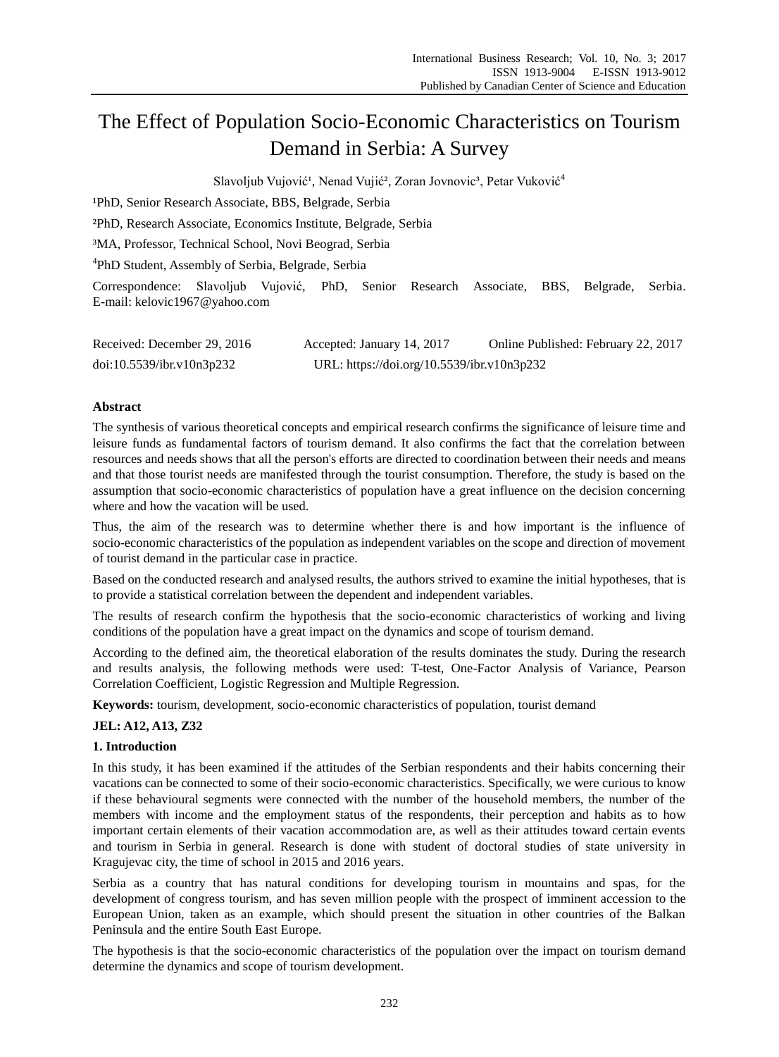# The Effect of Population Socio-Economic Characteristics on Tourism Demand in Serbia: A Survey

Slavoljub Vujović[1], Nenad Vujić[2], Zoran Jovnovic[3], Petar Vuković[4]

[1]PhD, Senior Research Associate, BBS, Belgrade, Serbia

[2]PhD, Research Associate, Economics Institute, Belgrade, Serbia

[3]MA, Professor, Technical School, Novi Beograd, Serbia

[4]PhD Student, Assembly of Serbia, Belgrade, Serbia

Correspondence: Slavoljub Vujović, PhD, Senior Research Associate, BBS, Belgrade, Serbia. E-mail: kelovic1967@yahoo.com

Received: December 29, 2016 Accepted: January 14, 2017 Online Published: February 22, 2017

doi:10.5539/ibr.v10n3p232 URL: https://doi.org/10.5539/ibr.v10n3p232

**Abstract**

The synthesis of various theoretical concepts and empirical research confirms the significance of leisure time and leisure funds as fundamental factors of tourism demand. It also confirms the fact that the correlation between resources and needs shows that all the person's efforts are directed to coordination between their needs and means and that those tourist needs are manifested through the tourist consumption. Therefore, the study is based on the assumption that socio-economic characteristics of population have a great influence on the decision concerning where and how the vacation will be used.

Thus, the aim of the research was to determine whether there is and how important is the influence of socio-economic characteristics of the population as independent variables on the scope and direction of movement of tourist demand in the particular case in practice.

Based on the conducted research and analysed results, the authors strived to examine the initial hypotheses, that is to provide a statistical correlation between the dependent and independent variables.

The results of research confirm the hypothesis that the socio-economic characteristics of working and living conditions of the population have a great impact on the dynamics and scope of tourism demand.

According to the defined aim, the theoretical elaboration of the results dominates the study. During the research and results analysis, the following methods were used: T-test, One-Factor Analysis of Variance, Pearson Correlation Coefficient, Logistic Regression and Multiple Regression.

**Keywords:** tourism, development, socio-economic characteristics of population, tourist demand

**JEL: A12, A13, Z32**

## 1. Introduction

In this study, it has been examined if the attitudes of the Serbian respondents and their habits concerning their vacations can be connected to some of their socio-economic characteristics. Specifically, we were curious to know if these behavioural segments were connected with the number of the household members, the number of the members with income and the employment status of the respondents, their perception and habits as to how important certain elements of their vacation accommodation are, as well as their attitudes toward certain events and tourism in Serbia in general. Research is done with student of doctoral studies of state university in Kragujevac city, the time of school in 2015 and 2016 years.

Serbia as a country that has natural conditions for developing tourism in mountains and spas, for the development of congress tourism, and has seven million people with the prospect of imminent accession to the European Union, taken as an example, which should present the situation in other countries of the Balkan Peninsula and the entire South East Europe.

The hypothesis is that the socio-economic characteristics of the population over the impact on tourism demand determine the dynamics and scope of tourism development.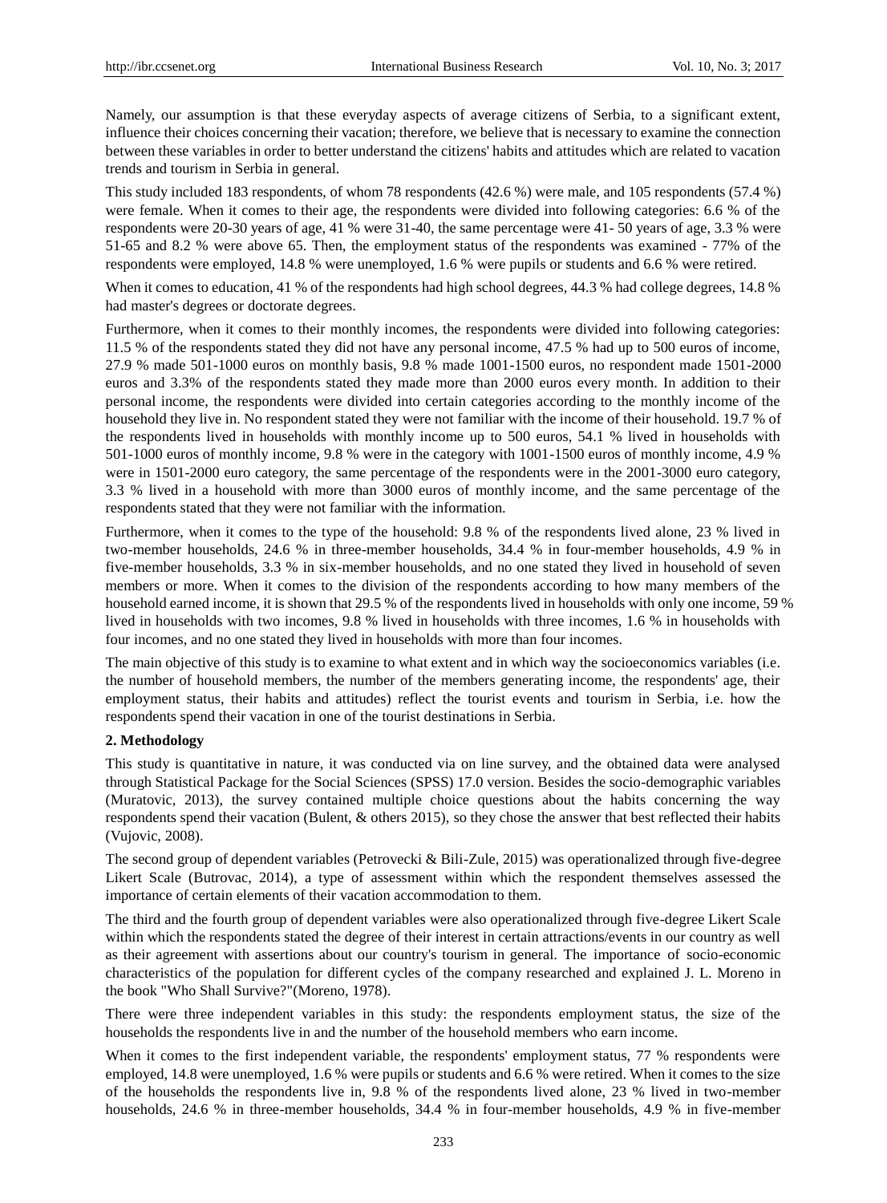Namely, our assumption is that these everyday aspects of average citizens of Serbia, to a significant extent, influence their choices concerning their vacation; therefore, we believe that is necessary to examine the connection between these variables in order to better understand the citizens' habits and attitudes which are related to vacation trends and tourism in Serbia in general.

This study included 183 respondents, of whom 78 respondents (42.6 %) were male, and 105 respondents (57.4 %) were female. When it comes to their age, the respondents were divided into following categories: 6.6 % of the respondents were 20-30 years of age, 41 % were 31-40, the same percentage were 41- 50 years of age, 3.3 % were 51-65 and 8.2 % were above 65. Then, the employment status of the respondents was examined - 77% of the respondents were employed, 14.8 % were unemployed, 1.6 % were pupils or students and 6.6 % were retired.

When it comes to education, 41 % of the respondents had high school degrees, 44.3 % had college degrees, 14.8 % had master's degrees or doctorate degrees.

Furthermore, when it comes to their monthly incomes, the respondents were divided into following categories: 11.5 % of the respondents stated they did not have any personal income, 47.5 % had up to 500 euros of income, 27.9 % made 501-1000 euros on monthly basis, 9.8 % made 1001-1500 euros, no respondent made 1501-2000 euros and 3.3% of the respondents stated they made more than 2000 euros every month. In addition to their personal income, the respondents were divided into certain categories according to the monthly income of the household they live in. No respondent stated they were not familiar with the income of their household. 19.7 % of the respondents lived in households with monthly income up to 500 euros, 54.1 % lived in households with 501-1000 euros of monthly income, 9.8 % were in the category with 1001-1500 euros of monthly income, 4.9 % were in 1501-2000 euro category, the same percentage of the respondents were in the 2001-3000 euro category, 3.3 % lived in a household with more than 3000 euros of monthly income, and the same percentage of the respondents stated that they were not familiar with the information.

Furthermore, when it comes to the type of the household: 9.8 % of the respondents lived alone, 23 % lived in two-member households, 24.6 % in three-member households, 34.4 % in four-member households, 4.9 % in five-member households, 3.3 % in six-member households, and no one stated they lived in household of seven members or more. When it comes to the division of the respondents according to how many members of the household earned income, it is shown that 29.5 % of the respondents lived in households with only one income, 59 % lived in households with two incomes, 9.8 % lived in households with three incomes, 1.6 % in households with four incomes, and no one stated they lived in households with more than four incomes.

The main objective of this study is to examine to what extent and in which way the socioeconomics variables (i.e. the number of household members, the number of the members generating income, the respondents' age, their employment status, their habits and attitudes) reflect the tourist events and tourism in Serbia, i.e. how the respondents spend their vacation in one of the tourist destinations in Serbia.

## 2. Methodology

This study is quantitative in nature, it was conducted via on line survey, and the obtained data were analysed through Statistical Package for the Social Sciences (SPSS) 17.0 version. Besides the socio-demographic variables (Muratovic, 2013), the survey contained multiple choice questions about the habits concerning the way respondents spend their vacation (Bulent, & others 2015), so they chose the answer that best reflected their habits (Vujovic, 2008).

The second group of dependent variables (Petrovecki & Bili-Zule, 2015) was operationalized through five-degree Likert Scale (Butrovac, 2014), a type of assessment within which the respondent themselves assessed the importance of certain elements of their vacation accommodation to them.

The third and the fourth group of dependent variables were also operationalized through five-degree Likert Scale within which the respondents stated the degree of their interest in certain attractions/events in our country as well as their agreement with assertions about our country's tourism in general. The importance of socio-economic characteristics of the population for different cycles of the company researched and explained J. L. Moreno in the book "Who Shall Survive?"(Moreno, 1978).

There were three independent variables in this study: the respondents employment status, the size of the households the respondents live in and the number of the household members who earn income.

When it comes to the first independent variable, the respondents' employment status, 77 % respondents were employed, 14.8 were unemployed, 1.6 % were pupils or students and 6.6 % were retired. When it comes to the size of the households the respondents live in, 9.8 % of the respondents lived alone, 23 % lived in two-member households, 24.6 % in three-member households, 34.4 % in four-member households, 4.9 % in five-member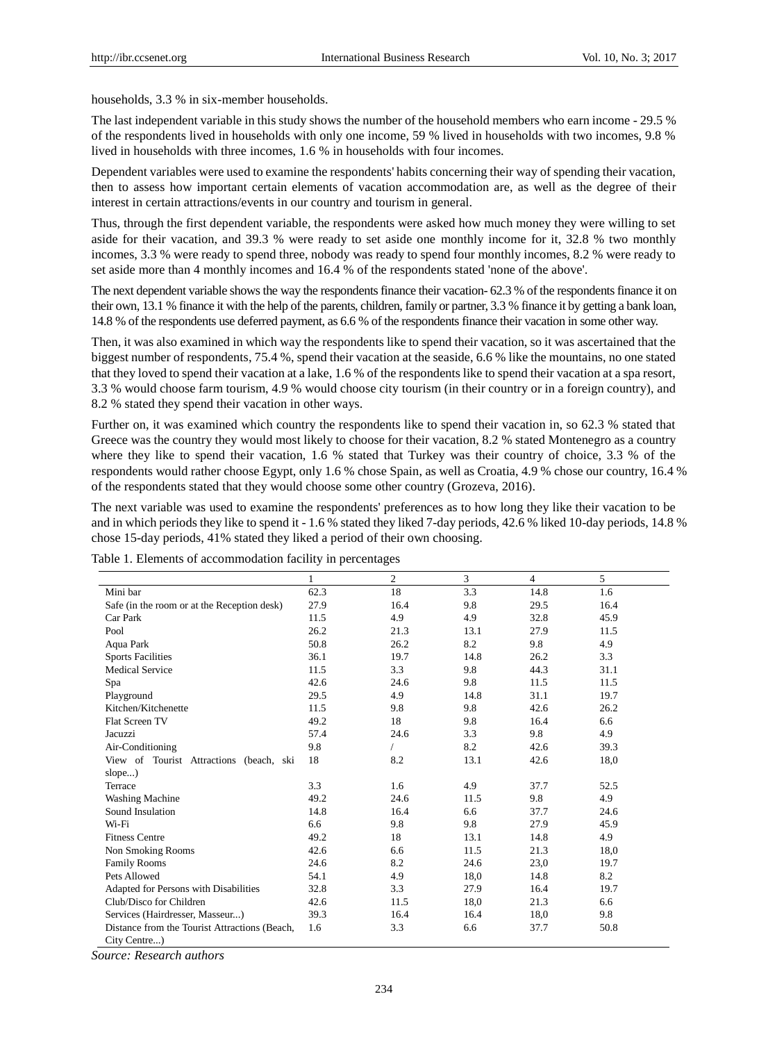households, 3.3 % in six-member households.

The last independent variable in this study shows the number of the household members who earn income - 29.5 % of the respondents lived in households with only one income, 59 % lived in households with two incomes, 9.8 % lived in households with three incomes, 1.6 % in households with four incomes.

Dependent variables were used to examine the respondents' habits concerning their way of spending their vacation, then to assess how important certain elements of vacation accommodation are, as well as the degree of their interest in certain attractions/events in our country and tourism in general.

Thus, through the first dependent variable, the respondents were asked how much money they were willing to set aside for their vacation, and 39.3 % were ready to set aside one monthly income for it, 32.8 % two monthly incomes, 3.3 % were ready to spend three, nobody was ready to spend four monthly incomes, 8.2 % were ready to set aside more than 4 monthly incomes and 16.4 % of the respondents stated 'none of the above'.

The next dependent variable shows the way the respondents finance their vacation- 62.3 % of the respondents finance it on their own, 13.1 % finance it with the help of the parents, children, family or partner, 3.3 % finance it by getting a bank loan, 14.8 % of the respondents use deferred payment, as 6.6 % of the respondents finance their vacation in some other way.

Then, it was also examined in which way the respondents like to spend their vacation, so it was ascertained that the biggest number of respondents, 75.4 %, spend their vacation at the seaside, 6.6 % like the mountains, no one stated that they loved to spend their vacation at a lake, 1.6 % of the respondents like to spend their vacation at a spa resort, 3.3 % would choose farm tourism, 4.9 % would choose city tourism (in their country or in a foreign country), and 8.2 % stated they spend their vacation in other ways.

Further on, it was examined which country the respondents like to spend their vacation in, so 62.3 % stated that Greece was the country they would most likely to choose for their vacation, 8.2 % stated Montenegro as a country where they like to spend their vacation, 1.6 % stated that Turkey was their country of choice, 3.3 % of the respondents would rather choose Egypt, only 1.6 % chose Spain, as well as Croatia, 4.9 % chose our country, 16.4 % of the respondents stated that they would choose some other country (Grozeva, 2016).

The next variable was used to examine the respondents' preferences as to how long they like their vacation to be and in which periods they like to spend it - 1.6 % stated they liked 7-day periods, 42.6 % liked 10-day periods, 14.8 % chose 15-day periods, 41% stated they liked a period of their own choosing.

Table 1. Elements of accommodation facility in percentages

| | 1 | 2 | 3 | 4 | 5 |
|---|---|---|---|---|---|
| Mini bar | 62.3 | 18 | 3.3 | 14.8 | 1.6 |
| Safe (in the room or at the Reception desk) | 27.9 | 16.4 | 9.8 | 29.5 | 16.4 |
| Car Park | 11.5 | 4.9 | 4.9 | 32.8 | 45.9 |
| Pool | 26.2 | 21.3 | 13.1 | 27.9 | 11.5 |
| Aqua Park | 50.8 | 26.2 | 8.2 | 9.8 | 4.9 |
| Sports Facilities | 36.1 | 19.7 | 14.8 | 26.2 | 3.3 |
| Medical Service | 11.5 | 3.3 | 9.8 | 44.3 | 31.1 |
| Spa | 42.6 | 24.6 | 9.8 | 11.5 | 11.5 |
| Playground | 29.5 | 4.9 | 14.8 | 31.1 | 19.7 |
| Kitchen/Kitchenette | 11.5 | 9.8 | 9.8 | 42.6 | 26.2 |
| Flat Screen TV | 49.2 | 18 | 9.8 | 16.4 | 6.6 |
| Jacuzzi | 57.4 | 24.6 | 3.3 | 9.8 | 4.9 |
| Air-Conditioning | 9.8 | / | 8.2 | 42.6 | 39.3 |
| View of Tourist Attractions (beach, ski slope...) | 18 | 8.2 | 13.1 | 42.6 | 18,0 |
| Terrace | 3.3 | 1.6 | 4.9 | 37.7 | 52.5 |
| Washing Machine | 49.2 | 24.6 | 11.5 | 9.8 | 4.9 |
| Sound Insulation | 14.8 | 16.4 | 6.6 | 37.7 | 24.6 |
| Wi-Fi | 6.6 | 9.8 | 9.8 | 27.9 | 45.9 |
| Fitness Centre | 49.2 | 18 | 13.1 | 14.8 | 4.9 |
| Non Smoking Rooms | 42.6 | 6.6 | 11.5 | 21.3 | 18,0 |
| Family Rooms | 24.6 | 8.2 | 24.6 | 23,0 | 19.7 |
| Pets Allowed | 54.1 | 4.9 | 18,0 | 14.8 | 8.2 |
| Adapted for Persons with Disabilities | 32.8 | 3.3 | 27.9 | 16.4 | 19.7 |
| Club/Disco for Children | 42.6 | 11.5 | 18,0 | 21.3 | 6.6 |
| Services (Hairdresser, Masseur...) | 39.3 | 16.4 | 16.4 | 18,0 | 9.8 |
| Distance from the Tourist Attractions (Beach, City Centre...) | 1.6 | 3.3 | 6.6 | 37.7 | 50.8 |

*Source: Research authors*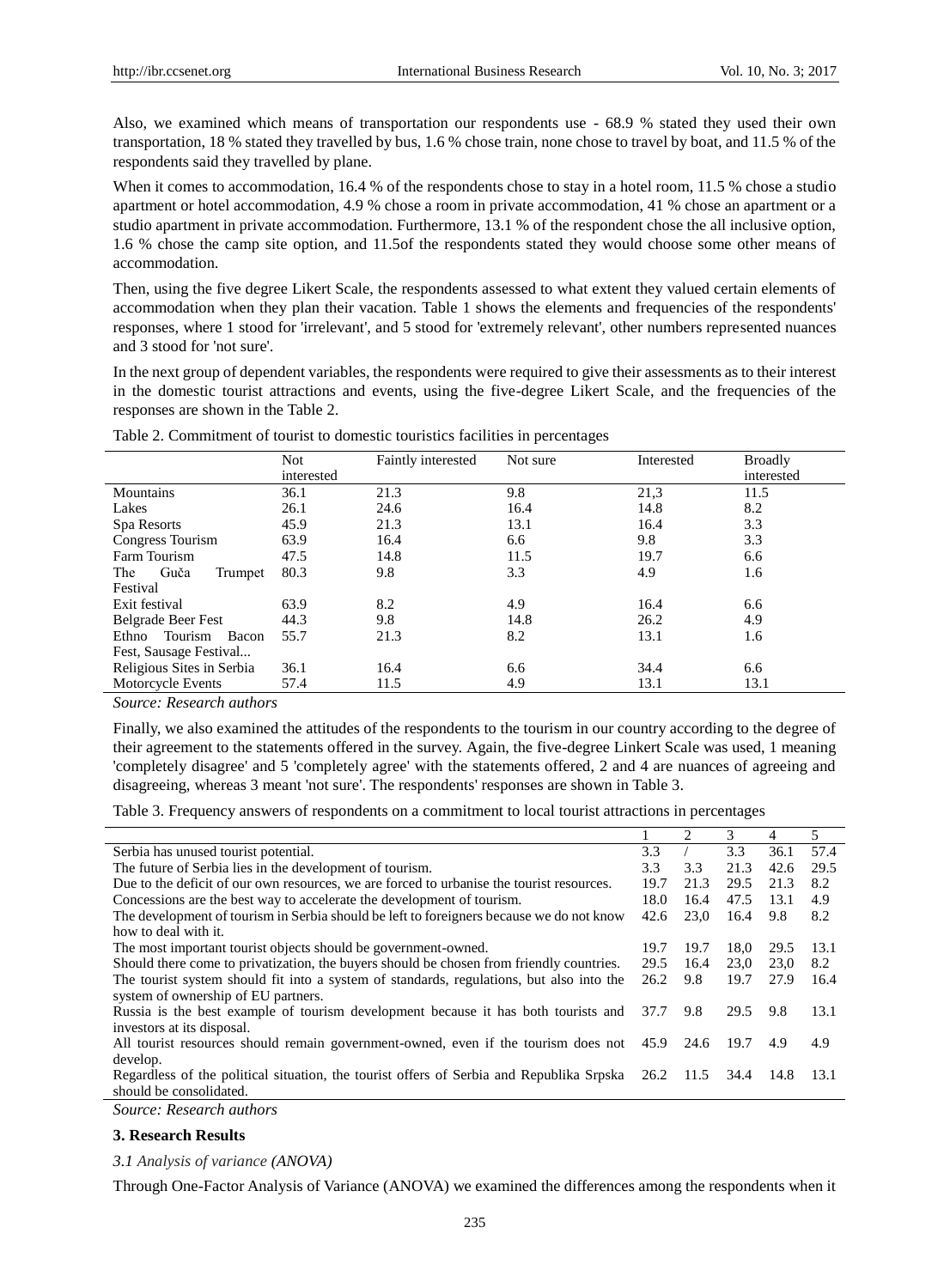Also, we examined which means of transportation our respondents use - 68.9 % stated they used their own transportation, 18 % stated they travelled by bus, 1.6 % chose train, none chose to travel by boat, and 11.5 % of the respondents said they travelled by plane.

When it comes to accommodation, 16.4 % of the respondents chose to stay in a hotel room, 11.5 % chose a studio apartment or hotel accommodation, 4.9 % chose a room in private accommodation, 41 % chose an apartment or a studio apartment in private accommodation. Furthermore, 13.1 % of the respondent chose the all inclusive option, 1.6 % chose the camp site option, and 11.5of the respondents stated they would choose some other means of accommodation.

Then, using the five degree Likert Scale, the respondents assessed to what extent they valued certain elements of accommodation when they plan their vacation. Table 1 shows the elements and frequencies of the respondents' responses, where 1 stood for 'irrelevant', and 5 stood for 'extremely relevant', other numbers represented nuances and 3 stood for 'not sure'.

In the next group of dependent variables, the respondents were required to give their assessments as to their interest in the domestic tourist attractions and events, using the five-degree Likert Scale, and the frequencies of the responses are shown in the Table 2.

Table 2. Commitment of tourist to domestic touristics facilities in percentages

| | Not interested | Faintly interested | Not sure | Interested | Broadly interested |
|---|---|---|---|---|---|
| Mountains | 36.1 | 21.3 | 9.8 | 21,3 | 11.5 |
| Lakes | 26.1 | 24.6 | 16.4 | 14.8 | 8.2 |
| Spa Resorts | 45.9 | 21.3 | 13.1 | 16.4 | 3.3 |
| Congress Tourism | 63.9 | 16.4 | 6.6 | 9.8 | 3.3 |
| Farm Tourism | 47.5 | 14.8 | 11.5 | 19.7 | 6.6 |
| The Guča Trumpet Festival | 80.3 | 9.8 | 3.3 | 4.9 | 1.6 |
| Exit festival | 63.9 | 8.2 | 4.9 | 16.4 | 6.6 |
| Belgrade Beer Fest | 44.3 | 9.8 | 14.8 | 26.2 | 4.9 |
| Ethno Tourism Bacon Fest, Sausage Festival... | 55.7 | 21.3 | 8.2 | 13.1 | 1.6 |
| Religious Sites in Serbia | 36.1 | 16.4 | 6.6 | 34.4 | 6.6 |
| Motorcycle Events | 57.4 | 11.5 | 4.9 | 13.1 | 13.1 |

*Source: Research authors*

Finally, we also examined the attitudes of the respondents to the tourism in our country according to the degree of their agreement to the statements offered in the survey. Again, the five-degree Linkert Scale was used, 1 meaning 'completely disagree' and 5 'completely agree' with the statements offered, 2 and 4 are nuances of agreeing and disagreeing, whereas 3 meant 'not sure'. The respondents' responses are shown in Table 3.

Table 3. Frequency answers of respondents on a commitment to local tourist attractions in percentages

| | 1 | 2 | 3 | 4 | 5 |
|---|---|---|---|---|---|
| Serbia has unused tourist potential. | 3.3 | / | 3.3 | 36.1 | 57.4 |
| The future of Serbia lies in the development of tourism. | 3.3 | 3.3 | 21.3 | 42.6 | 29.5 |
| Due to the deficit of our own resources, we are forced to urbanise the tourist resources. | 19.7 | 21.3 | 29.5 | 21.3 | 8.2 |
| Concessions are the best way to accelerate the development of tourism. | 18.0 | 16.4 | 47.5 | 13.1 | 4.9 |
| The development of tourism in Serbia should be left to foreigners because we do not know how to deal with it. | 42.6 | 23,0 | 16.4 | 9.8 | 8.2 |
| The most important tourist objects should be government-owned. | 19.7 | 19.7 | 18,0 | 29.5 | 13.1 |
| Should there come to privatization, the buyers should be chosen from friendly countries. | 29.5 | 16.4 | 23,0 | 23,0 | 8.2 |
| The tourist system should fit into a system of standards, regulations, but also into the system of ownership of EU partners. | 26.2 | 9.8 | 19.7 | 27.9 | 16.4 |
| Russia is the best example of tourism development because it has both tourists and investors at its disposal. | 37.7 | 9.8 | 29.5 | 9.8 | 13.1 |
| All tourist resources should remain government-owned, even if the tourism does not develop. | 45.9 | 24.6 | 19.7 | 4.9 | 4.9 |
| Regardless of the political situation, the tourist offers of Serbia and Republika Srpska should be consolidated. | 26.2 | 11.5 | 34.4 | 14.8 | 13.1 |

*Source: Research authors*

### 3. Research Results

*3.1 Analysis of variance (ANOVA)*

Through One-Factor Analysis of Variance (ANOVA) we examined the differences among the respondents when it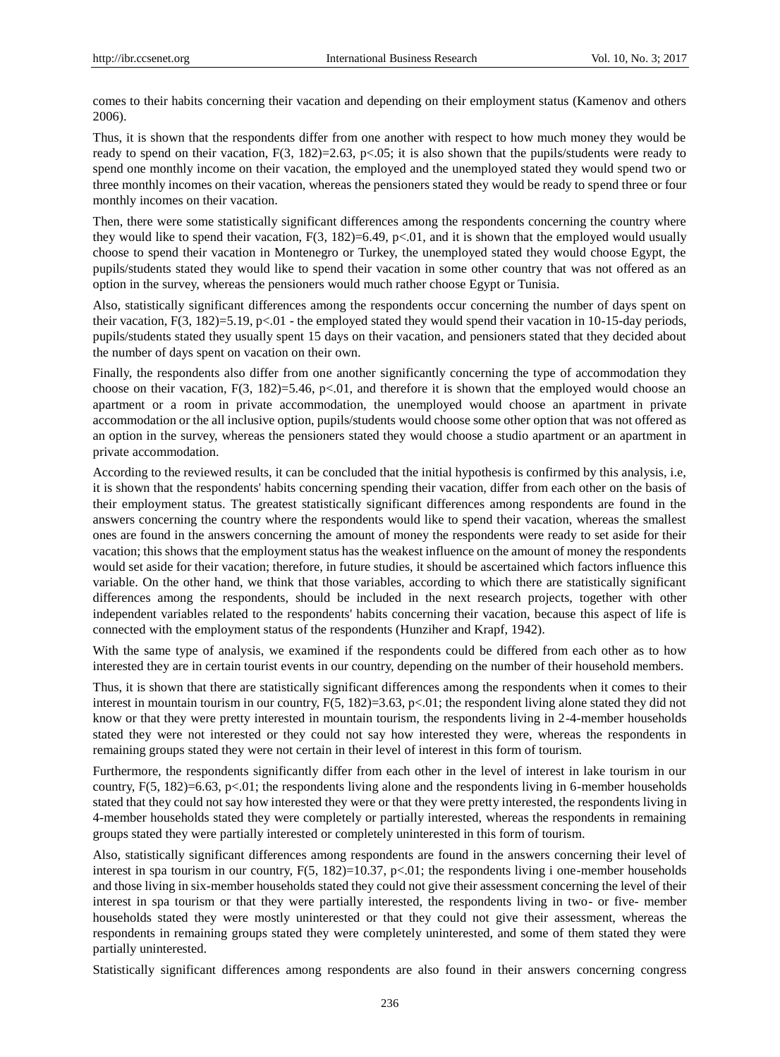comes to their habits concerning their vacation and depending on their employment status (Kamenov and others 2006).

Thus, it is shown that the respondents differ from one another with respect to how much money they would be ready to spend on their vacation, $F(3, 182)=2.63$, $p<.05$; it is also shown that the pupils/students were ready to spend one monthly income on their vacation, the employed and the unemployed stated they would spend two or three monthly incomes on their vacation, whereas the pensioners stated they would be ready to spend three or four monthly incomes on their vacation.

Then, there were some statistically significant differences among the respondents concerning the country where they would like to spend their vacation, $F(3, 182)=6.49$, $p<.01$, and it is shown that the employed would usually choose to spend their vacation in Montenegro or Turkey, the unemployed stated they would choose Egypt, the pupils/students stated they would like to spend their vacation in some other country that was not offered as an option in the survey, whereas the pensioners would much rather choose Egypt or Tunisia.

Also, statistically significant differences among the respondents occur concerning the number of days spent on their vacation, $F(3, 182)=5.19$, $p<.01$ - the employed stated they would spend their vacation in 10-15-day periods, pupils/students stated they usually spent 15 days on their vacation, and pensioners stated that they decided about the number of days spent on vacation on their own.

Finally, the respondents also differ from one another significantly concerning the type of accommodation they choose on their vacation, $F(3, 182)=5.46$, $p<.01$, and therefore it is shown that the employed would choose an apartment or a room in private accommodation, the unemployed would choose an apartment in private accommodation or the all inclusive option, pupils/students would choose some other option that was not offered as an option in the survey, whereas the pensioners stated they would choose a studio apartment or an apartment in private accommodation.

According to the reviewed results, it can be concluded that the initial hypothesis is confirmed by this analysis, i.e, it is shown that the respondents' habits concerning spending their vacation, differ from each other on the basis of their employment status. The greatest statistically significant differences among respondents are found in the answers concerning the country where the respondents would like to spend their vacation, whereas the smallest ones are found in the answers concerning the amount of money the respondents were ready to set aside for their vacation; this shows that the employment status has the weakest influence on the amount of money the respondents would set aside for their vacation; therefore, in future studies, it should be ascertained which factors influence this variable. On the other hand, we think that those variables, according to which there are statistically significant differences among the respondents, should be included in the next research projects, together with other independent variables related to the respondents' habits concerning their vacation, because this aspect of life is connected with the employment status of the respondents (Hunziher and Krapf, 1942).

With the same type of analysis, we examined if the respondents could be differed from each other as to how interested they are in certain tourist events in our country, depending on the number of their household members.

Thus, it is shown that there are statistically significant differences among the respondents when it comes to their interest in mountain tourism in our country, $F(5, 182)=3.63$, $p<.01$; the respondent living alone stated they did not know or that they were pretty interested in mountain tourism, the respondents living in 2-4-member households stated they were not interested or they could not say how interested they were, whereas the respondents in remaining groups stated they were not certain in their level of interest in this form of tourism.

Furthermore, the respondents significantly differ from each other in the level of interest in lake tourism in our country, $F(5, 182)=6.63$, $p<.01$; the respondents living alone and the respondents living in 6-member households stated that they could not say how interested they were or that they were pretty interested, the respondents living in 4-member households stated they were completely or partially interested, whereas the respondents in remaining groups stated they were partially interested or completely uninterested in this form of tourism.

Also, statistically significant differences among respondents are found in the answers concerning their level of interest in spa tourism in our country, $F(5, 182)=10.37$, $p<.01$; the respondents living i one-member households and those living in six-member households stated they could not give their assessment concerning the level of their interest in spa tourism or that they were partially interested, the respondents living in two- or five- member households stated they were mostly uninterested or that they could not give their assessment, whereas the respondents in remaining groups stated they were completely uninterested, and some of them stated they were partially uninterested.

Statistically significant differences among respondents are also found in their answers concerning congress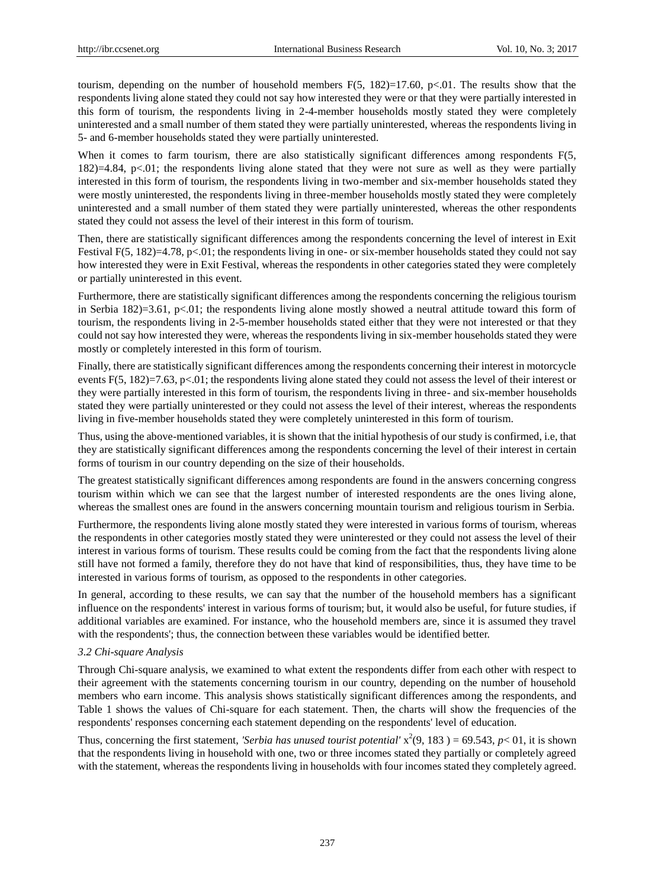tourism, depending on the number of household members $F(5, 182)=17.60$, $p<.01$. The results show that the respondents living alone stated they could not say how interested they were or that they were partially interested in this form of tourism, the respondents living in 2-4-member households mostly stated they were completely uninterested and a small number of them stated they were partially uninterested, whereas the respondents living in 5- and 6-member households stated they were partially uninterested.

When it comes to farm tourism, there are also statistically significant differences among respondents $F(5, 182)=4.84$, $p<.01$; the respondents living alone stated that they were not sure as well as they were partially interested in this form of tourism, the respondents living in two-member and six-member households stated they were mostly uninterested, the respondents living in three-member households mostly stated they were completely uninterested and a small number of them stated they were partially uninterested, whereas the other respondents stated they could not assess the level of their interest in this form of tourism.

Then, there are statistically significant differences among the respondents concerning the level of interest in Exit Festival $F(5, 182)=4.78$, $p<.01$; the respondents living in one- or six-member households stated they could not say how interested they were in Exit Festival, whereas the respondents in other categories stated they were completely or partially uninterested in this event.

Furthermore, there are statistically significant differences among the respondents concerning the religious tourism in Serbia 182)=3.61, $p<.01$; the respondents living alone mostly showed a neutral attitude toward this form of tourism, the respondents living in 2-5-member households stated either that they were not interested or that they could not say how interested they were, whereas the respondents living in six-member households stated they were mostly or completely interested in this form of tourism.

Finally, there are statistically significant differences among the respondents concerning their interest in motorcycle events $F(5, 182)=7.63$, $p<.01$; the respondents living alone stated they could not assess the level of their interest or they were partially interested in this form of tourism, the respondents living in three- and six-member households stated they were partially uninterested or they could not assess the level of their interest, whereas the respondents living in five-member households stated they were completely uninterested in this form of tourism.

Thus, using the above-mentioned variables, it is shown that the initial hypothesis of our study is confirmed, i.e, that they are statistically significant differences among the respondents concerning the level of their interest in certain forms of tourism in our country depending on the size of their households.

The greatest statistically significant differences among respondents are found in the answers concerning congress tourism within which we can see that the largest number of interested respondents are the ones living alone, whereas the smallest ones are found in the answers concerning mountain tourism and religious tourism in Serbia.

Furthermore, the respondents living alone mostly stated they were interested in various forms of tourism, whereas the respondents in other categories mostly stated they were uninterested or they could not assess the level of their interest in various forms of tourism. These results could be coming from the fact that the respondents living alone still have not formed a family, therefore they do not have that kind of responsibilities, thus, they have time to be interested in various forms of tourism, as opposed to the respondents in other categories.

In general, according to these results, we can say that the number of the household members has a significant influence on the respondents' interest in various forms of tourism; but, it would also be useful, for future studies, if additional variables are examined. For instance, who the household members are, since it is assumed they travel with the respondents'; thus, the connection between these variables would be identified better.

### 3.2 Chi-square Analysis

Through Chi-square analysis, we examined to what extent the respondents differ from each other with respect to their agreement with the statements concerning tourism in our country, depending on the number of household members who earn income. This analysis shows statistically significant differences among the respondents, and Table 1 shows the values of Chi-square for each statement. Then, the charts will show the frequencies of the respondents' responses concerning each statement depending on the respondents' level of education.

Thus, concerning the first statement, *'Serbia has unused tourist potential'* $x^2(9, 183) = 69.543$, $p< 01$, it is shown that the respondents living in household with one, two or three incomes stated they partially or completely agreed with the statement, whereas the respondents living in households with four incomes stated they completely agreed.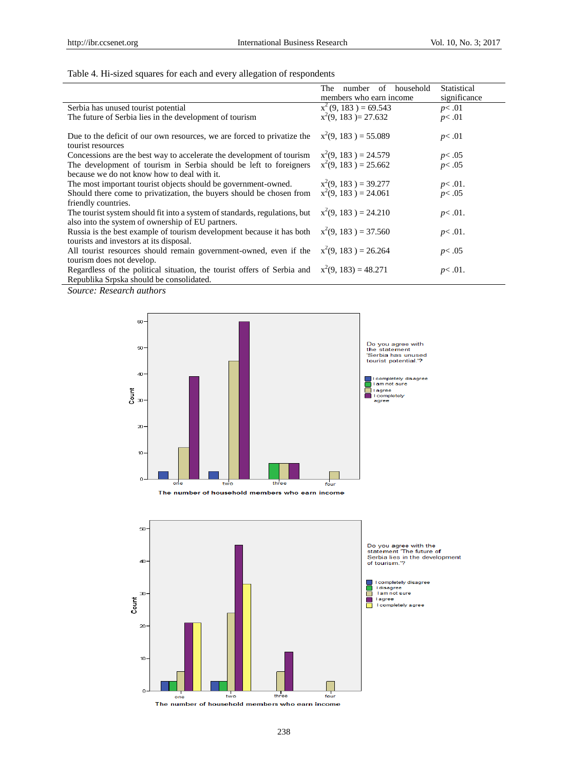Table 4. Hi-sized squares for each and every allegation of respondents

| | The number of household members who earn income | Statistical significance |
|---|---|---|
| Serbia has unused tourist potential | $x^2(9, 183) = 69.543$ | $p< .01$ |
| The future of Serbia lies in the development of tourism | $x^2(9, 183) = 27.632$ | $p< .01$ |
| Due to the deficit of our own resources, we are forced to privatize the tourist resources | $x^2(9, 183) = 55.089$ | $p< .01$ |
| Concessions are the best way to accelerate the development of tourism | $x^2(9, 183) = 24.579$ | $p< .05$ |
| The development of tourism in Serbia should be left to foreigners because we do not know how to deal with it. | $x^2(9, 183) = 25.662$ | $p< .05$ |
| The most important tourist objects should be government-owned. | $x^2(9, 183) = 39.277$ | $p< .01.$ |
| Should there come to privatization, the buyers should be chosen from friendly countries. | $x^2(9, 183) = 24.061$ | $p< .05$ |
| The tourist system should fit into a system of standards, regulations, but also into the system of ownership of EU partners. | $x^2(9, 183) = 24.210$ | $p< .01.$ |
| Russia is the best example of tourism development because it has both tourists and investors at its disposal. | $x^2(9, 183) = 37.560$ | $p< .01.$ |
| All tourist resources should remain government-owned, even if the tourism does not develop. | $x^2(9, 183) = 26.264$ | $p< .05$ |
| Regardless of the political situation, the tourist offers of Serbia and Republika Srpska should be consolidated. | $x^2(9, 183) = 48.271$ | $p< .01.$ |

*Source: Research authors*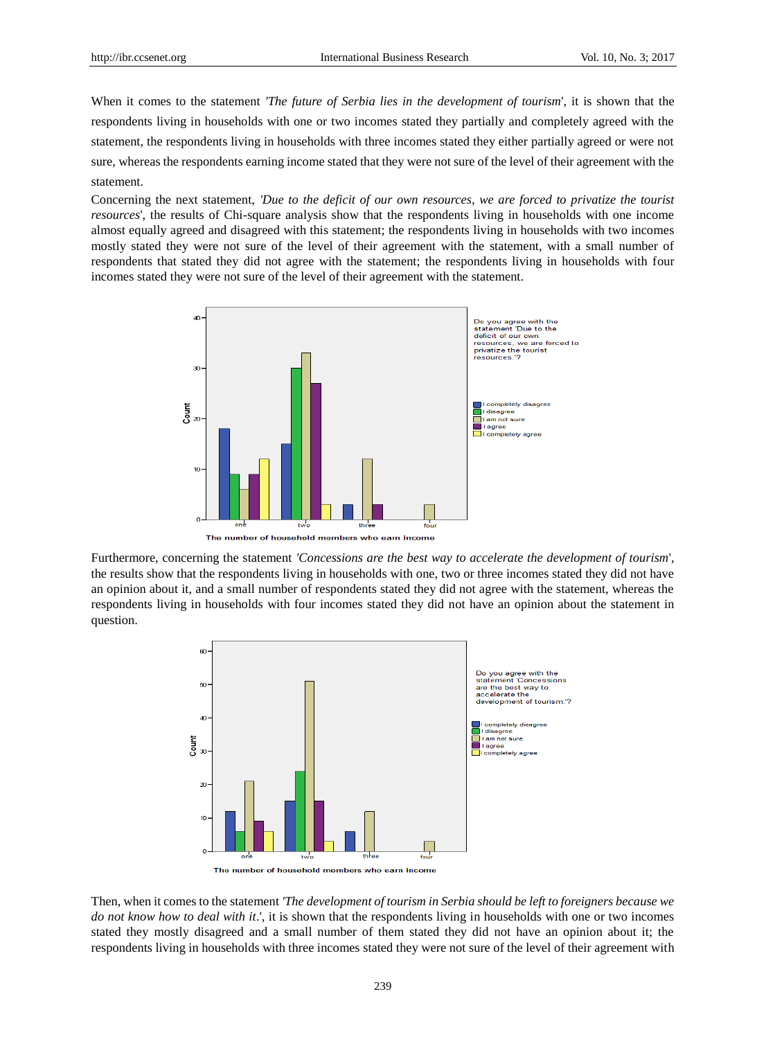When it comes to the statement *'The future of Serbia lies in the development of tourism*', it is shown that the respondents living in households with one or two incomes stated they partially and completely agreed with the statement, the respondents living in households with three incomes stated they either partially agreed or were not sure, whereas the respondents earning income stated that they were not sure of the level of their agreement with the statement.

Concerning the next statement, *'Due to the deficit of our own resources, we are forced to privatize the tourist resources*', the results of Chi-square analysis show that the respondents living in households with one income almost equally agreed and disagreed with this statement; the respondents living in households with two incomes mostly stated they were not sure of the level of their agreement with the statement, with a small number of respondents that stated they did not agree with the statement; the respondents living in households with four incomes stated they were not sure of the level of their agreement with the statement.

Count

40
30
20
10
0

one
two
three
four

The number of household members who earn income

Do you agree with the statement 'Due to the deficit of our own resources, we are forced to privatize the tourist resources.'?

I completely disagree
I disagree
I am not sure
I agree
I completely agree

Furthermore, concerning the statement *'Concessions are the best way to accelerate the development of tourism*', the results show that the respondents living in households with one, two or three incomes stated they did not have an opinion about it, and a small number of respondents stated they did not agree with the statement, whereas the respondents living in households with four incomes stated they did not have an opinion about the statement in question.

Count

60
50
40
30
20
10
0

one
two
three
four

The number of household members who earn income

Do you agree with the statement 'Concessions are the best way to accelerate the development of tourism.'?

I completely disagree
I disagree
I am not sure
I agree
I completely agree

Then, when it comes to the statement *'The development of tourism in Serbia should be left to foreigners because we do not know how to deal with it.*', it is shown that the respondents living in households with one or two incomes stated they mostly disagreed and a small number of them stated they did not have an opinion about it; the respondents living in households with three incomes stated they were not sure of the level of their agreement with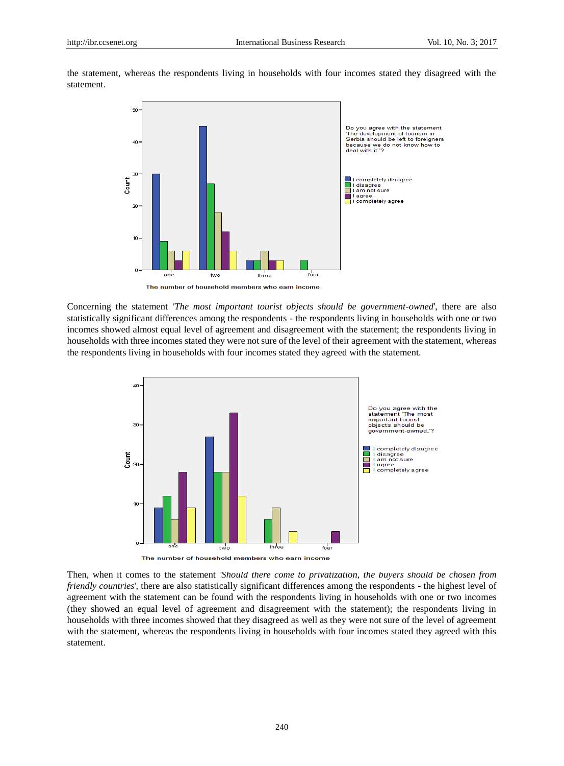the statement, whereas the respondents living in households with four incomes stated they disagreed with the statement.

Concerning the statement *'The most important tourist objects should be government-owned*', there are also statistically significant differences among the respondents - the respondents living in households with one or two incomes showed almost equal level of agreement and disagreement with the statement; the respondents living in households with three incomes stated they were not sure of the level of their agreement with the statement, whereas the respondents living in households with four incomes stated they agreed with the statement.

Then, when it comes to the statement *'Should there come to privatization, the buyers should be chosen from friendly countries*', there are also statistically significant differences among the respondents - the highest level of agreement with the statement can be found with the respondents living in households with one or two incomes (they showed an equal level of agreement and disagreement with the statement); the respondents living in households with three incomes showed that they disagreed as well as they were not sure of the level of agreement with the statement, whereas the respondents living in households with four incomes stated they agreed with this statement.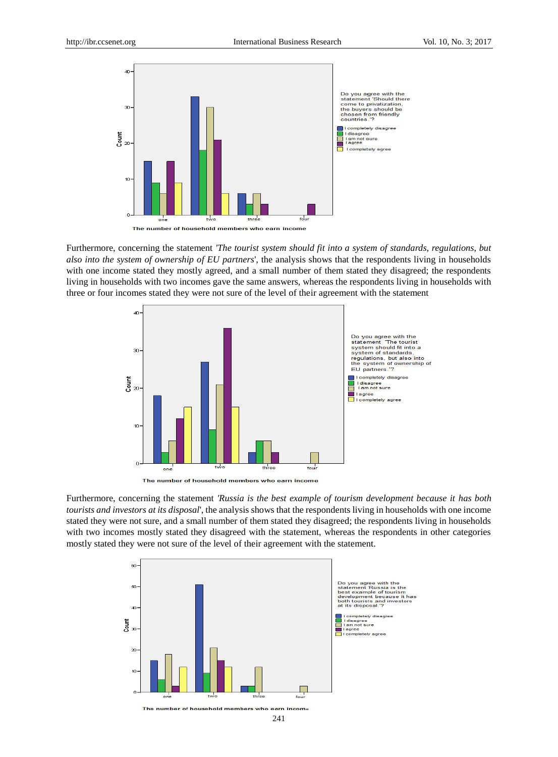Furthermore, concerning the statement *'The tourist system should fit into a system of standards, regulations, but also into the system of ownership of EU partners'*, the analysis shows that the respondents living in households with one income stated they mostly agreed, and a small number of them stated they disagreed; the respondents living in households with two incomes gave the same answers, whereas the respondents living in households with three or four incomes stated they were not sure of the level of their agreement with the statement

Furthermore, concerning the statement *'Russia is the best example of tourism development because it has both tourists and investors at its disposal'*, the analysis shows that the respondents living in households with one income stated they were not sure, and a small number of them stated they disagreed; the respondents living in households with two incomes mostly stated they disagreed with the statement, whereas the respondents in other categories mostly stated they were not sure of the level of their agreement with the statement.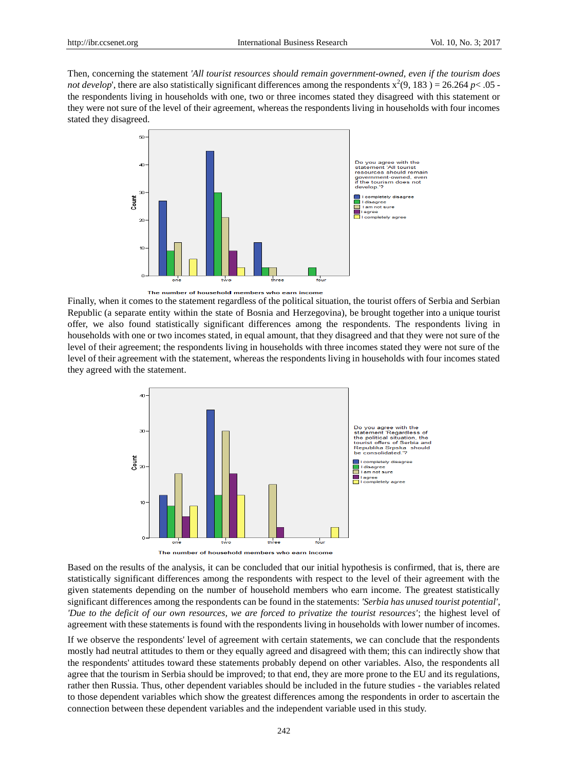Then, concerning the statement *'All tourist resources should remain government-owned, even if the tourism does not develop'*, there are also statistically significant differences among the respondents $x^2(9, 183) = 26.264$ $p < .05$ - the respondents living in households with one, two or three incomes stated they disagreed with this statement or they were not sure of the level of their agreement, whereas the respondents living in households with four incomes stated they disagreed.

Count
50
40
30
20
10
0
one
two
three
four
The number of household members who earn income

Do you agree with the statement 'All tourist resources should remain government-owned, even if the tourism does not develop.'?
I completely disagree
I disagree
I am not sure
I agree
I completely agree

Finally, when it comes to the statement regardless of the political situation, the tourist offers of Serbia and Serbian Republic (a separate entity within the state of Bosnia and Herzegovina), be brought together into a unique tourist offer, we also found statistically significant differences among the respondents. The respondents living in households with one or two incomes stated, in equal amount, that they disagreed and that they were not sure of the level of their agreement; the respondents living in households with three incomes stated they were not sure of the level of their agreement with the statement, whereas the respondents living in households with four incomes stated they agreed with the statement.

Count
40
30
20
10
0
one
two
three
four
The number of household members who earn income

Do you agree with the statement 'Regardless of the political situation, the tourist offers of Serbia and Republika Srpska should be consolidated.'?
I completely disagree
I disagree
I am not sure
I agree
I completely agree

Based on the results of the analysis, it can be concluded that our initial hypothesis is confirmed, that is, there are statistically significant differences among the respondents with respect to the level of their agreement with the given statements depending on the number of household members who earn income. The greatest statistically significant differences among the respondents can be found in the statements: *'Serbia has unused tourist potential'*, *'Due to the deficit of our own resources, we are forced to privatize the tourist resources'*; the highest level of agreement with these statements is found with the respondents living in households with lower number of incomes.

If we observe the respondents' level of agreement with certain statements, we can conclude that the respondents mostly had neutral attitudes to them or they equally agreed and disagreed with them; this can indirectly show that the respondents' attitudes toward these statements probably depend on other variables. Also, the respondents all agree that the tourism in Serbia should be improved; to that end, they are more prone to the EU and its regulations, rather then Russia. Thus, other dependent variables should be included in the future studies - the variables related to those dependent variables which show the greatest differences among the respondents in order to ascertain the connection between these dependent variables and the independent variable used in this study.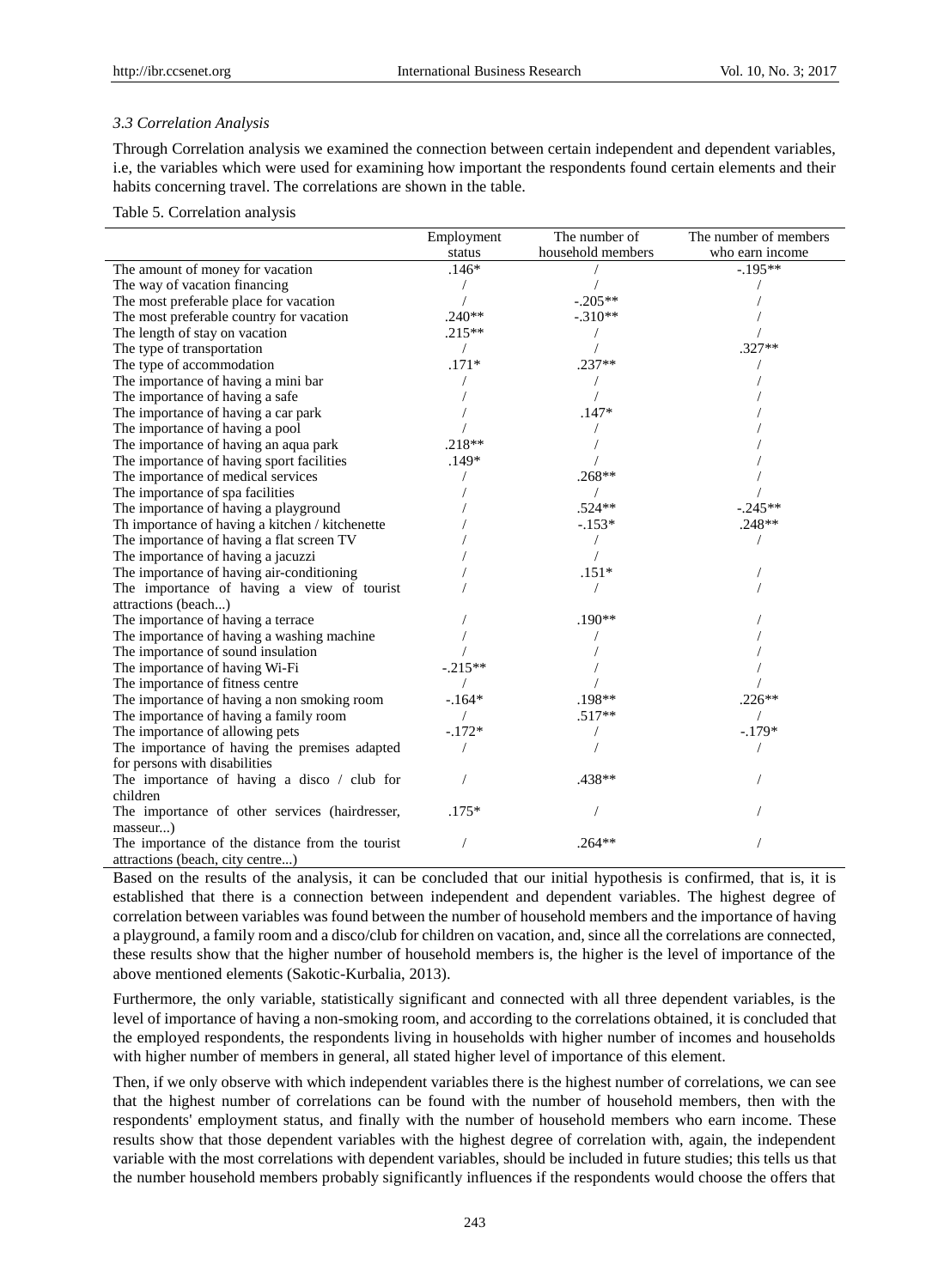### *3.3 Correlation Analysis*

Through Correlation analysis we examined the connection between certain independent and dependent variables, i.e, the variables which were used for examining how important the respondents found certain elements and their habits concerning travel. The correlations are shown in the table.

Table 5. Correlation analysis

| | Employment status | The number of household members | The number of members who earn income |
|---|---|---|---|
| The amount of money for vacation | .146* | / | -.195** |
| The way of vacation financing | / | / | / |
| The most preferable place for vacation | / | -.205** | / |
| The most preferable country for vacation | .240** | -.310** | / |
| The length of stay on vacation | .215** | / | / |
| The type of transportation | / | / | .327** |
| The type of accommodation | .171* | .237** | / |
| The importance of having a mini bar | / | / | / |
| The importance of having a safe | / | / | / |
| The importance of having a car park | / | .147* | / |
| The importance of having a pool | / | / | / |
| The importance of having an aqua park | .218** | / | / |
| The importance of having sport facilities | .149* | / | / |
| The importance of medical services | / | .268** | / |
| The importance of spa facilities | / | / | / |
| The importance of having a playground | / | .524** | -.245** |
| Th importance of having a kitchen / kitchenette | / | -.153* | .248** |
| The importance of having a flat screen TV | / | / | / |
| The importance of having a jacuzzi | / | / | |
| The importance of having air-conditioning | / | .151* | / |
| The importance of having a view of tourist attractions (beach...) | / | / | / |
| The importance of having a terrace | / | .190** | / |
| The importance of having a washing machine | / | / | / |
| The importance of sound insulation | / | / | / |
| The importance of having Wi-Fi | -.215** | / | / |
| The importance of fitness centre | / | / | / |
| The importance of having a non smoking room | -.164* | .198** | .226** |
| The importance of having a family room | / | .517** | / |
| The importance of allowing pets | -.172* | / | -.179* |
| The importance of having the premises adapted for persons with disabilities | / | / | / |
| The importance of having a disco / club for children | / | .438** | / |
| The importance of other services (hairdresser, masseur...) | .175* | / | / |
| The importance of the distance from the tourist attractions (beach, city centre...) | / | .264** | / |

Based on the results of the analysis, it can be concluded that our initial hypothesis is confirmed, that is, it is established that there is a connection between independent and dependent variables. The highest degree of correlation between variables was found between the number of household members and the importance of having a playground, a family room and a disco/club for children on vacation, and, since all the correlations are connected, these results show that the higher number of household members is, the higher is the level of importance of the above mentioned elements (Sakotic-Kurbalia, 2013).

Furthermore, the only variable, statistically significant and connected with all three dependent variables, is the level of importance of having a non-smoking room, and according to the correlations obtained, it is concluded that the employed respondents, the respondents living in households with higher number of incomes and households with higher number of members in general, all stated higher level of importance of this element.

Then, if we only observe with which independent variables there is the highest number of correlations, we can see that the highest number of correlations can be found with the number of household members, then with the respondents' employment status, and finally with the number of household members who earn income. These results show that those dependent variables with the highest degree of correlation with, again, the independent variable with the most correlations with dependent variables, should be included in future studies; this tells us that the number household members probably significantly influences if the respondents would choose the offers that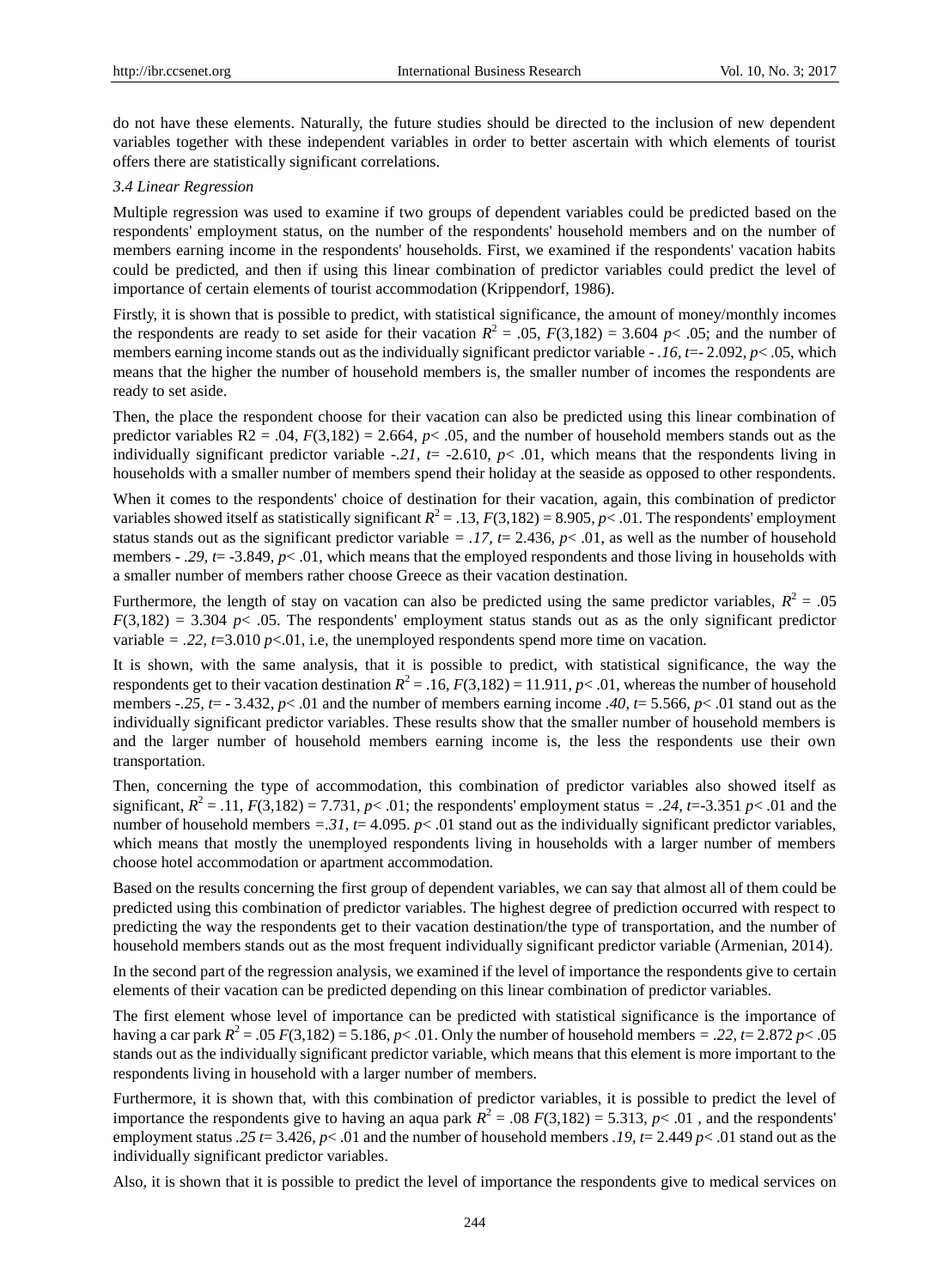do not have these elements. Naturally, the future studies should be directed to the inclusion of new dependent variables together with these independent variables in order to better ascertain with which elements of tourist offers there are statistically significant correlations.

*3.4 Linear Regression*

Multiple regression was used to examine if two groups of dependent variables could be predicted based on the respondents' employment status, on the number of the respondents' household members and on the number of members earning income in the respondents' households. First, we examined if the respondents' vacation habits could be predicted, and then if using this linear combination of predictor variables could predict the level of importance of certain elements of tourist accommodation (Krippendorf, 1986).

Firstly, it is shown that is possible to predict, with statistical significance, the amount of money/monthly incomes the respondents are ready to set aside for their vacation $R^2 = .05$, $F(3,182) = 3.604$ $p< .05$; and the number of members earning income stands out as the individually significant predictor variable - *.16*, $t$=- 2.092, $p< .05$, which means that the higher the number of household members is, the smaller number of incomes the respondents are ready to set aside.

Then, the place the respondent choose for their vacation can also be predicted using this linear combination of predictor variables R2 = .04, $F(3,182) = 2.664$, $p< .05$, and the number of household members stands out as the individually significant predictor variable -*.21*, $t$= -2.610, $p< .01$, which means that the respondents living in households with a smaller number of members spend their holiday at the seaside as opposed to other respondents.

When it comes to the respondents' choice of destination for their vacation, again, this combination of predictor variables showed itself as statistically significant $R^2 = .13$, $F(3,182) = 8.905$, $p< .01$. The respondents' employment status stands out as the significant predictor variable *= .17*, $t$= 2.436, $p< .01$, as well as the number of household members - *.29*, $t$= -3.849, $p< .01$, which means that the employed respondents and those living in households with a smaller number of members rather choose Greece as their vacation destination.

Furthermore, the length of stay on vacation can also be predicted using the same predictor variables, $R^2 = .05$ $F(3,182) = 3.304$ $p< .05$. The respondents' employment status stands out as as the only significant predictor variable *= .22*, $t$=3.010 $p<.01$, i.e, the unemployed respondents spend more time on vacation.

It is shown, with the same analysis, that it is possible to predict, with statistical significance, the way the respondents get to their vacation destination $R^2 = .16$, $F(3,182) = 11.911$, $p< .01$, whereas the number of household members -*.25*, $t$= - 3.432, $p< .01$ and the number of members earning income *.40*, $t$= 5.566, $p< .01$ stand out as the individually significant predictor variables. These results show that the smaller number of household members is and the larger number of household members earning income is, the less the respondents use their own transportation.

Then, concerning the type of accommodation, this combination of predictor variables also showed itself as significant, $R^2 = .11$, $F(3,182) = 7.731$, $p< .01$; the respondents' employment status *= .24*, $t$=-3.351 $p< .01$ and the number of household members =*.31*, $t$= 4.095. $p< .01$ stand out as the individually significant predictor variables, which means that mostly the unemployed respondents living in households with a larger number of members choose hotel accommodation or apartment accommodation.

Based on the results concerning the first group of dependent variables, we can say that almost all of them could be predicted using this combination of predictor variables. The highest degree of prediction occurred with respect to predicting the way the respondents get to their vacation destination/the type of transportation, and the number of household members stands out as the most frequent individually significant predictor variable (Armenian, 2014).

In the second part of the regression analysis, we examined if the level of importance the respondents give to certain elements of their vacation can be predicted depending on this linear combination of predictor variables.

The first element whose level of importance can be predicted with statistical significance is the importance of having a car park $R^2 = .05$ $F(3,182) = 5.186$, $p< .01$. Only the number of household members *= .22*, $t$= 2.872 $p< .05$ stands out as the individually significant predictor variable, which means that this element is more important to the respondents living in household with a larger number of members.

Furthermore, it is shown that, with this combination of predictor variables, it is possible to predict the level of importance the respondents give to having an aqua park $R^2 = .08$ $F(3,182) = 5.313$, $p< .01$ , and the respondents' employment status *.25* $t$= 3.426, $p< .01$ and the number of household members *.19*, $t$= 2.449 $p< .01$ stand out as the individually significant predictor variables.

Also, it is shown that it is possible to predict the level of importance the respondents give to medical services on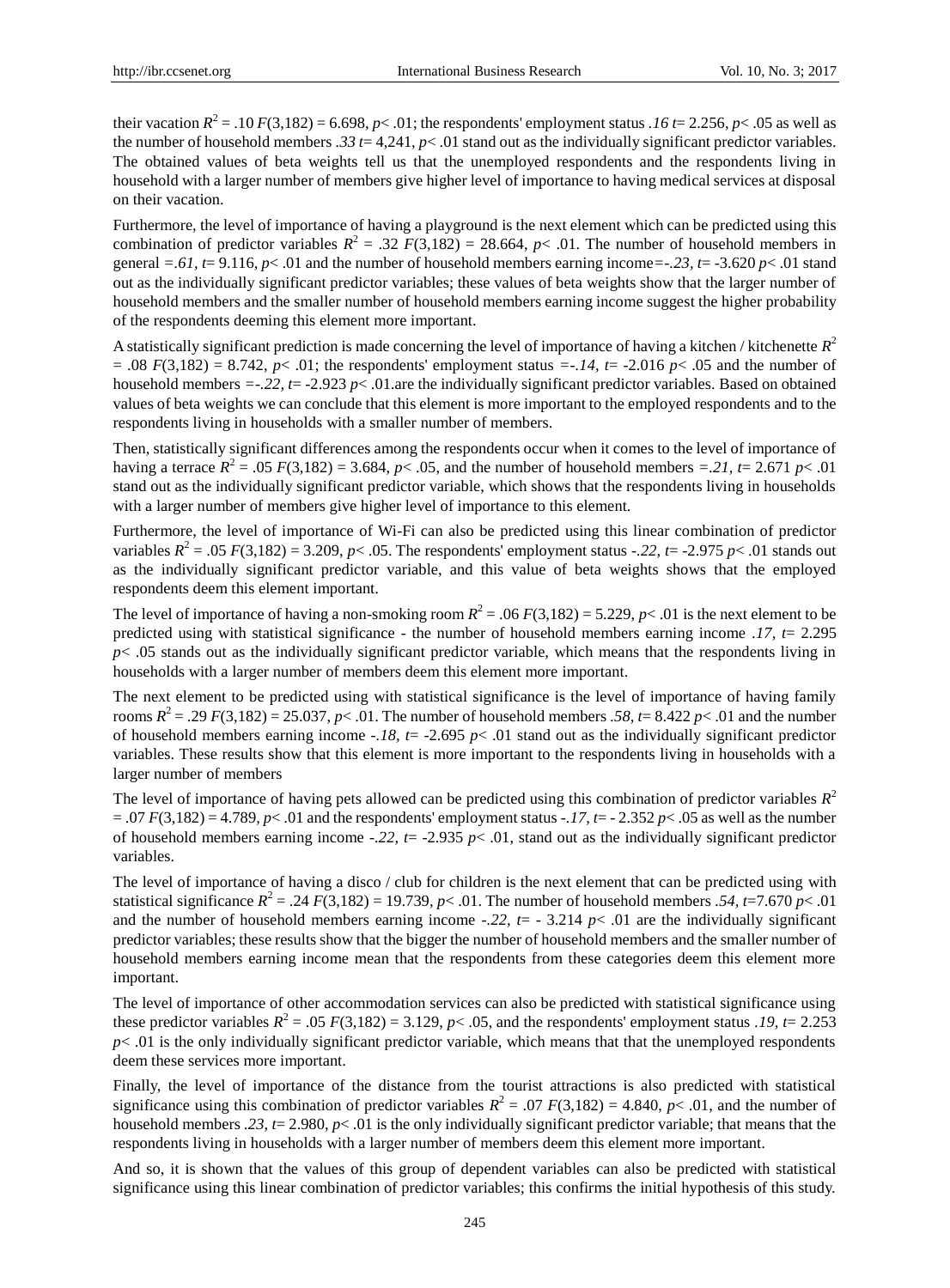their vacation $R^2 = .10$ $F(3,182) = 6.698$, $p < .01$; the respondents' employment status *.16* $t = 2.256$, $p < .05$ as well as the number of household members *.33* $t = 4{,}241$, $p < .01$ stand out as the individually significant predictor variables. The obtained values of beta weights tell us that the unemployed respondents and the respondents living in household with a larger number of members give higher level of importance to having medical services at disposal on their vacation.

Furthermore, the level of importance of having a playground is the next element which can be predicted using this combination of predictor variables $R^2 = .32$ $F(3,182) = 28.664$, $p < .01$. The number of household members in general *=.61*, $t = 9.116$, $p < .01$ and the number of household members earning income*=-.23*, $t = -3.620$ $p < .01$ stand out as the individually significant predictor variables; these values of beta weights show that the larger number of household members and the smaller number of household members earning income suggest the higher probability of the respondents deeming this element more important.

A statistically significant prediction is made concerning the level of importance of having a kitchen / kitchenette $R^2 = .08$ $F(3,182) = 8.742$, $p < .01$; the respondents' employment status *=-.14*, $t = -2.016$ $p < .05$ and the number of household members *=-.22*, $t = -2.923$ $p < .01$.are the individually significant predictor variables. Based on obtained values of beta weights we can conclude that this element is more important to the employed respondents and to the respondents living in households with a smaller number of members.

Then, statistically significant differences among the respondents occur when it comes to the level of importance of having a terrace $R^2 = .05$ $F(3,182) = 3.684$, $p < .05$, and the number of household members *=.21*, $t = 2.671$ $p < .01$ stand out as the individually significant predictor variable, which shows that the respondents living in households with a larger number of members give higher level of importance to this element.

Furthermore, the level of importance of Wi-Fi can also be predicted using this linear combination of predictor variables $R^2 = .05$ $F(3,182) = 3.209$, $p < .05$. The respondents' employment status *-.22*, $t = -2.975$ $p < .01$ stands out as the individually significant predictor variable, and this value of beta weights shows that the employed respondents deem this element important.

The level of importance of having a non-smoking room $R^2 = .06$ $F(3,182) = 5.229$, $p < .01$ is the next element to be predicted using with statistical significance - the number of household members earning income *.17*, $t = 2.295$ $p < .05$ stands out as the individually significant predictor variable, which means that the respondents living in households with a larger number of members deem this element more important.

The next element to be predicted using with statistical significance is the level of importance of having family rooms $R^2 = .29$ $F(3,182) = 25.037$, $p < .01$. The number of household members *.58*, $t = 8.422$ $p < .01$ and the number of household members earning income *-.18*, $t = -2.695$ $p < .01$ stand out as the individually significant predictor variables. These results show that this element is more important to the respondents living in households with a larger number of members

The level of importance of having pets allowed can be predicted using this combination of predictor variables $R^2 = .07$ $F(3,182) = 4.789$, $p < .01$ and the respondents' employment status *-.17*, $t = -2.352$ $p < .05$ as well as the number of household members earning income *-.22*, $t = -2.935$ $p < .01$, stand out as the individually significant predictor variables.

The level of importance of having a disco / club for children is the next element that can be predicted using with statistical significance $R^2 = .24$ $F(3,182) = 19.739$, $p < .01$. The number of household members *.54*, $t = 7.670$ $p < .01$ and the number of household members earning income *-.22*, $t = -3.214$ $p < .01$ are the individually significant predictor variables; these results show that the bigger the number of household members and the smaller number of household members earning income mean that the respondents from these categories deem this element more important.

The level of importance of other accommodation services can also be predicted with statistical significance using these predictor variables $R^2 = .05$ $F(3,182) = 3.129$, $p < .05$, and the respondents' employment status *.19*, $t = 2.253$ $p < .01$ is the only individually significant predictor variable, which means that that the unemployed respondents deem these services more important.

Finally, the level of importance of the distance from the tourist attractions is also predicted with statistical significance using this combination of predictor variables $R^2 = .07$ $F(3,182) = 4.840$, $p < .01$, and the number of household members *.23*, $t = 2.980$, $p < .01$ is the only individually significant predictor variable; that means that the respondents living in households with a larger number of members deem this element more important.

And so, it is shown that the values of this group of dependent variables can also be predicted with statistical significance using this linear combination of predictor variables; this confirms the initial hypothesis of this study.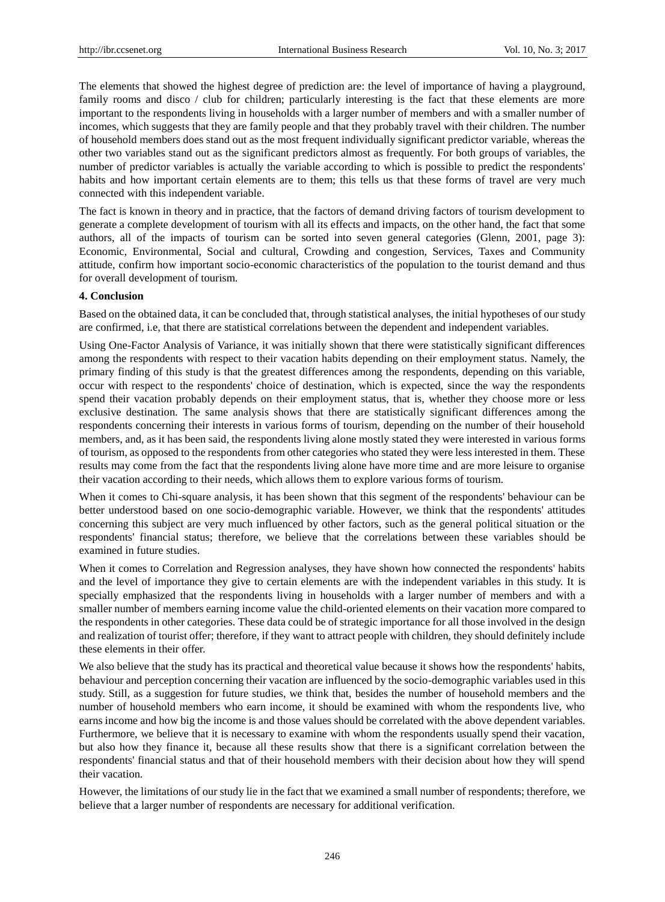The elements that showed the highest degree of prediction are: the level of importance of having a playground, family rooms and disco / club for children; particularly interesting is the fact that these elements are more important to the respondents living in households with a larger number of members and with a smaller number of incomes, which suggests that they are family people and that they probably travel with their children. The number of household members does stand out as the most frequent individually significant predictor variable, whereas the other two variables stand out as the significant predictors almost as frequently. For both groups of variables, the number of predictor variables is actually the variable according to which is possible to predict the respondents' habits and how important certain elements are to them; this tells us that these forms of travel are very much connected with this independent variable.

The fact is known in theory and in practice, that the factors of demand driving factors of tourism development to generate a complete development of tourism with all its effects and impacts, on the other hand, the fact that some authors, all of the impacts of tourism can be sorted into seven general categories (Glenn, 2001, page 3): Economic, Environmental, Social and cultural, Crowding and congestion, Services, Taxes and Community attitude, confirm how important socio-economic characteristics of the population to the tourist demand and thus for overall development of tourism.

## 4. Conclusion

Based on the obtained data, it can be concluded that, through statistical analyses, the initial hypotheses of our study are confirmed, i.e, that there are statistical correlations between the dependent and independent variables.

Using One-Factor Analysis of Variance, it was initially shown that there were statistically significant differences among the respondents with respect to their vacation habits depending on their employment status. Namely, the primary finding of this study is that the greatest differences among the respondents, depending on this variable, occur with respect to the respondents' choice of destination, which is expected, since the way the respondents spend their vacation probably depends on their employment status, that is, whether they choose more or less exclusive destination. The same analysis shows that there are statistically significant differences among the respondents concerning their interests in various forms of tourism, depending on the number of their household members, and, as it has been said, the respondents living alone mostly stated they were interested in various forms of tourism, as opposed to the respondents from other categories who stated they were less interested in them. These results may come from the fact that the respondents living alone have more time and are more leisure to organise their vacation according to their needs, which allows them to explore various forms of tourism.

When it comes to Chi-square analysis, it has been shown that this segment of the respondents' behaviour can be better understood based on one socio-demographic variable. However, we think that the respondents' attitudes concerning this subject are very much influenced by other factors, such as the general political situation or the respondents' financial status; therefore, we believe that the correlations between these variables should be examined in future studies.

When it comes to Correlation and Regression analyses, they have shown how connected the respondents' habits and the level of importance they give to certain elements are with the independent variables in this study. It is specially emphasized that the respondents living in households with a larger number of members and with a smaller number of members earning income value the child-oriented elements on their vacation more compared to the respondents in other categories. These data could be of strategic importance for all those involved in the design and realization of tourist offer; therefore, if they want to attract people with children, they should definitely include these elements in their offer.

We also believe that the study has its practical and theoretical value because it shows how the respondents' habits, behaviour and perception concerning their vacation are influenced by the socio-demographic variables used in this study. Still, as a suggestion for future studies, we think that, besides the number of household members and the number of household members who earn income, it should be examined with whom the respondents live, who earns income and how big the income is and those values should be correlated with the above dependent variables. Furthermore, we believe that it is necessary to examine with whom the respondents usually spend their vacation, but also how they finance it, because all these results show that there is a significant correlation between the respondents' financial status and that of their household members with their decision about how they will spend their vacation.

However, the limitations of our study lie in the fact that we examined a small number of respondents; therefore, we believe that a larger number of respondents are necessary for additional verification.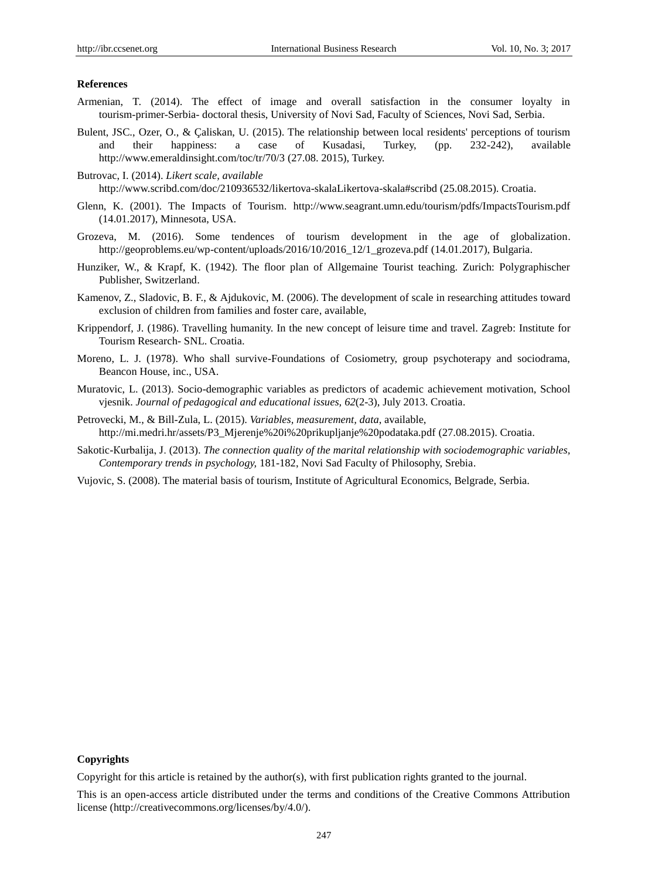**References**

Armenian, T. (2014). The effect of image and overall satisfaction in the consumer loyalty in tourism-primer-Serbia- doctoral thesis, University of Novi Sad, Faculty of Sciences, Novi Sad, Serbia.

Bulent, JSC., Ozer, O., & Çaliskan, U. (2015). The relationship between local residents' perceptions of tourism and their happiness: a case of Kusadasi, Turkey, (pp. 232-242), available http://www.emeraldinsight.com/toc/tr/70/3 (27.08. 2015), Turkey.

Butrovac, I. (2014). *Likert scale, available* http://www.scribd.com/doc/210936532/likertova-skalaLikertova-skala#scribd (25.08.2015). Croatia.

Glenn, K. (2001). The Impacts of Tourism. http://www.seagrant.umn.edu/tourism/pdfs/ImpactsTourism.pdf (14.01.2017), Minnesota, USA.

Grozeva, M. (2016). Some tendences of tourism development in the age of globalization. http://geoproblems.eu/wp-content/uploads/2016/10/2016_12/1_grozeva.pdf (14.01.2017), Bulgaria.

Hunziker, W., & Krapf, K. (1942). The floor plan of Allgemaine Tourist teaching. Zurich: Polygraphischer Publisher, Switzerland.

Kamenov, Z., Sladovic, B. F., & Ajdukovic, M. (2006). The development of scale in researching attitudes toward exclusion of children from families and foster care, available,

Krippendorf, J. (1986). Travelling humanity. In the new concept of leisure time and travel. Zagreb: Institute for Tourism Research- SNL. Croatia.

Moreno, L. J. (1978). Who shall survive-Foundations of Cosiometry, group psychoterapy and sociodrama, Beancon House, inc., USA.

Muratovic, L. (2013). Socio-demographic variables as predictors of academic achievement motivation, School vjesnik. *Journal of pedagogical and educational issues, 62*(2-3), July 2013. Croatia.

Petrovecki, M., & Bill-Zula, L. (2015). *Variables, measurement, data*, available, http://mi.medri.hr/assets/P3_Mjerenje%20i%20prikupljanje%20podataka.pdf (27.08.2015). Croatia.

Sakotic-Kurbalija, J. (2013). *The connection quality of the marital relationship with sociodemographic variables, Contemporary trends in psychology,* 181-182, Novi Sad Faculty of Philosophy, Srebia.

Vujovic, S. (2008). The material basis of tourism, Institute of Agricultural Economics, Belgrade, Serbia.

**Copyrights**

Copyright for this article is retained by the author(s), with first publication rights granted to the journal.

This is an open-access article distributed under the terms and conditions of the Creative Commons Attribution license (http://creativecommons.org/licenses/by/4.0/).